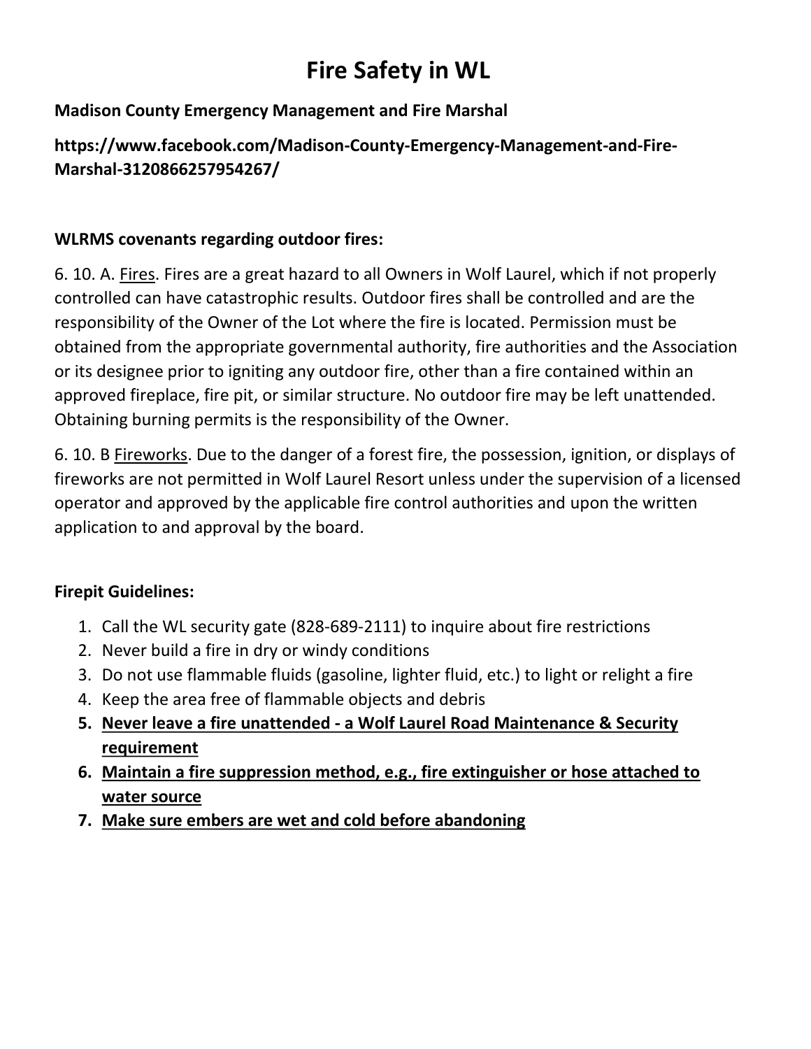# Fire Safety in WL

**Madison County Emergency Management and Fire Marshal**

**https://www.facebook.com/Madison-County-Emergency-Management-and-Fire-Marshal-3120866257954267/**

**WLRMS covenants regarding outdoor fires:**

6. 10. A. <u>Fires</u>. Fires are a great hazard to all Owners in Wolf Laurel, which if not properly controlled can have catastrophic results. Outdoor fires shall be controlled and are the responsibility of the Owner of the Lot where the fire is located. Permission must be obtained from the appropriate governmental authority, fire authorities and the Association or its designee prior to igniting any outdoor fire, other than a fire contained within an approved fireplace, fire pit, or similar structure. No outdoor fire may be left unattended. Obtaining burning permits is the responsibility of the Owner.

6. 10. B <u>Fireworks</u>. Due to the danger of a forest fire, the possession, ignition, or displays of fireworks are not permitted in Wolf Laurel Resort unless under the supervision of a licensed operator and approved by the applicable fire control authorities and upon the written application to and approval by the board.

**Firepit Guidelines:**

1. Call the WL security gate (828-689-2111) to inquire about fire restrictions
2. Never build a fire in dry or windy conditions
3. Do not use flammable fluids (gasoline, lighter fluid, etc.) to light or relight a fire
4. Keep the area free of flammable objects and debris
5. **<u>Never leave a fire unattended - a Wolf Laurel Road Maintenance & Security requirement</u>**
6. **<u>Maintain a fire suppression method, e.g., fire extinguisher or hose attached to water source</u>**
7. **<u>Make sure embers are wet and cold before abandoning</u>**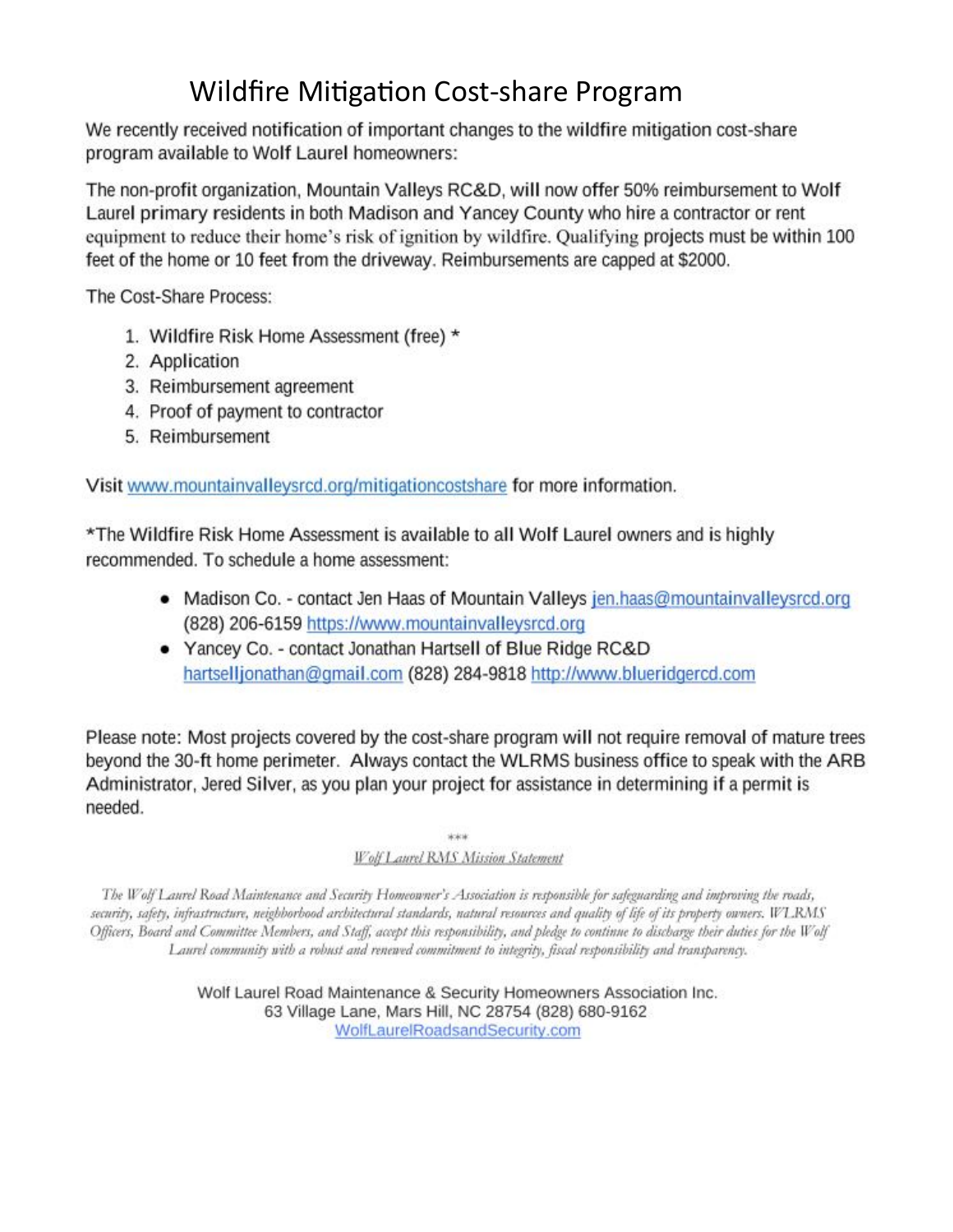# Wildfire Mitigation Cost-share Program

We recently received notification of important changes to the wildfire mitigation cost-share program available to Wolf Laurel homeowners:

The non-profit organization, Mountain Valleys RC&D, will now offer 50% reimbursement to Wolf Laurel primary residents in both Madison and Yancey County who hire a contractor or rent equipment to reduce their home's risk of ignition by wildfire. Qualifying projects must be within 100 feet of the home or 10 feet from the driveway. Reimbursements are capped at $2000.

The Cost-Share Process:

1. Wildfire Risk Home Assessment (free) *
2. Application
3. Reimbursement agreement
4. Proof of payment to contractor
5. Reimbursement

Visit [www.mountainvalleysrcd.org/mitigationcostshare](www.mountainvalleysrcd.org/mitigationcostshare) for more information.

*The Wildfire Risk Home Assessment is available to all Wolf Laurel owners and is highly recommended. To schedule a home assessment:

- Madison Co. - contact Jen Haas of Mountain Valleys [jen.haas@mountainvalleysrcd.org](mailto:jen.haas@mountainvalleysrcd.org) (828) 206-6159 [https://www.mountainvalleysrcd.org](https://www.mountainvalleysrcd.org)
- Yancey Co. - contact Jonathan Hartsell of Blue Ridge RC&D [hartselljonathan@gmail.com](mailto:hartselljonathan@gmail.com) (828) 284-9818 [http://www.blueridgercd.com](http://www.blueridgercd.com)

Please note: Most projects covered by the cost-share program will not require removal of mature trees beyond the 30-ft home perimeter. Always contact the WLRMS business office to speak with the ARB Administrator, Jered Silver, as you plan your project for assistance in determining if a permit is needed.

***

*Wolf Laurel RMS Mission Statement*

*The Wolf Laurel Road Maintenance and Security Homeowner's Association is responsible for safeguarding and improving the roads, security, safety, infrastructure, neighborhood architectural standards, natural resources and quality of life of its property owners. WLRMS Officers, Board and Committee Members, and Staff, accept this responsibility, and pledge to continue to discharge their duties for the Wolf Laurel community with a robust and renewed commitment to integrity, fiscal responsibility and transparency.*

Wolf Laurel Road Maintenance & Security Homeowners Association Inc.
63 Village Lane, Mars Hill, NC 28754 (828) 680-9162
[WolfLaurelRoadsandSecurity.com](WolfLaurelRoadsandSecurity.com)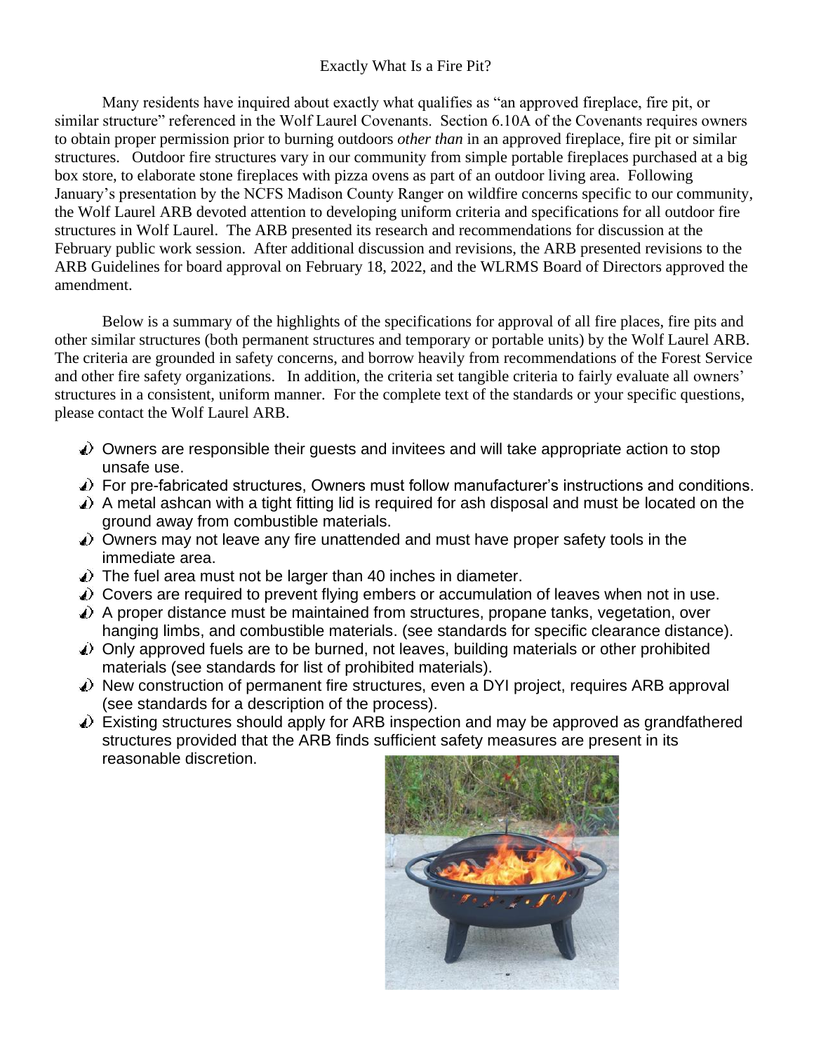# Exactly What Is a Fire Pit?

Many residents have inquired about exactly what qualifies as "an approved fireplace, fire pit, or similar structure" referenced in the Wolf Laurel Covenants. Section 6.10A of the Covenants requires owners to obtain proper permission prior to burning outdoors *other than* in an approved fireplace, fire pit or similar structures. Outdoor fire structures vary in our community from simple portable fireplaces purchased at a big box store, to elaborate stone fireplaces with pizza ovens as part of an outdoor living area. Following January's presentation by the NCFS Madison County Ranger on wildfire concerns specific to our community, the Wolf Laurel ARB devoted attention to developing uniform criteria and specifications for all outdoor fire structures in Wolf Laurel. The ARB presented its research and recommendations for discussion at the February public work session. After additional discussion and revisions, the ARB presented revisions to the ARB Guidelines for board approval on February 18, 2022, and the WLRMS Board of Directors approved the amendment.

Below is a summary of the highlights of the specifications for approval of all fire places, fire pits and other similar structures (both permanent structures and temporary or portable units) by the Wolf Laurel ARB. The criteria are grounded in safety concerns, and borrow heavily from recommendations of the Forest Service and other fire safety organizations. In addition, the criteria set tangible criteria to fairly evaluate all owners' structures in a consistent, uniform manner. For the complete text of the standards or your specific questions, please contact the Wolf Laurel ARB.

- Owners are responsible their guests and invitees and will take appropriate action to stop unsafe use.
- For pre-fabricated structures, Owners must follow manufacturer's instructions and conditions.
- A metal ashcan with a tight fitting lid is required for ash disposal and must be located on the ground away from combustible materials.
- Owners may not leave any fire unattended and must have proper safety tools in the immediate area.
- The fuel area must not be larger than 40 inches in diameter.
- Covers are required to prevent flying embers or accumulation of leaves when not in use.
- A proper distance must be maintained from structures, propane tanks, vegetation, over hanging limbs, and combustible materials. (see standards for specific clearance distance).
- Only approved fuels are to be burned, not leaves, building materials or other prohibited materials (see standards for list of prohibited materials).
- New construction of permanent fire structures, even a DYI project, requires ARB approval (see standards for a description of the process).
- Existing structures should apply for ARB inspection and may be approved as grandfathered structures provided that the ARB finds sufficient safety measures are present in its reasonable discretion.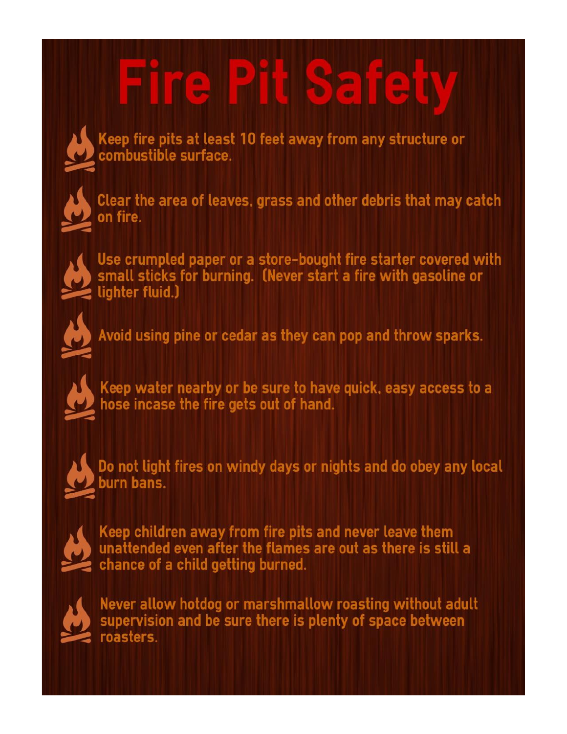# Fire Pit Safety

- Keep fire pits at least 10 feet away from any structure or combustible surface.
- Clear the area of leaves, grass and other debris that may catch on fire.
- Use crumpled paper or a store-bought fire starter covered with small sticks for burning. (Never start a fire with gasoline or lighter fluid.)
- Avoid using pine or cedar as they can pop and throw sparks.
- Keep water nearby or be sure to have quick, easy access to a hose incase the fire gets out of hand.
- Do not light fires on windy days or nights and do obey any local burn bans.
- Keep children away from fire pits and never leave them unattended even after the flames are out as there is still a chance of a child getting burned.
- Never allow hotdog or marshmallow roasting without adult supervision and be sure there is plenty of space between roasters.